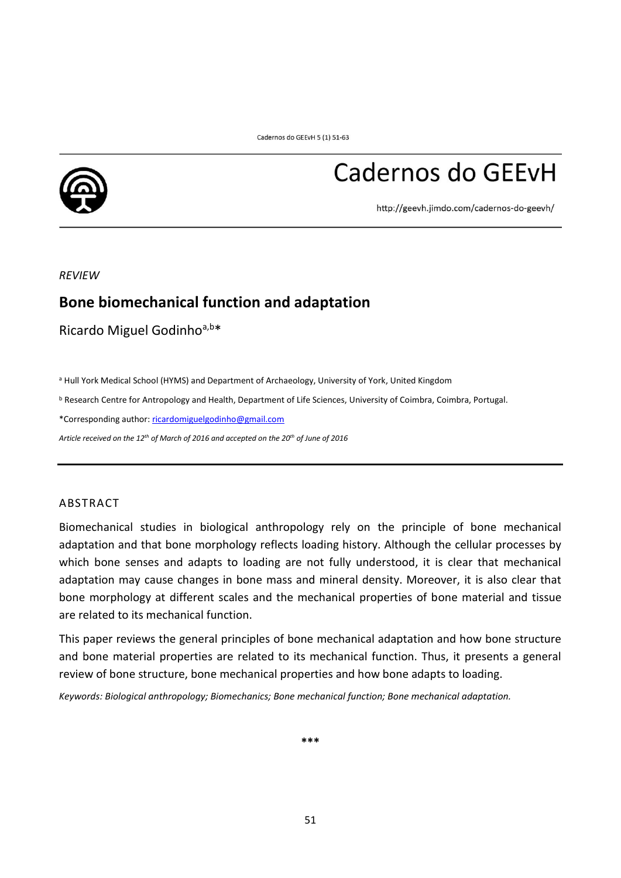# Cadernos do GEEvH

http://geevh.jimdo.com/cadernos-do-geevh/

*REVIEW*

## Bone biomechanical function and adaptation

Ricardo Miguel Godinho[a,b]*

[a] Hull York Medical School (HYMS) and Department of Archaeology, University of York, United Kingdom

[b] Research Centre for Antropology and Health, Department of Life Sciences, University of Coimbra, Coimbra, Portugal.

*Corresponding author: ricardomiguelgodinho@gmail.com

*Article received on the 12th of March of 2016 and accepted on the 20th of June of 2016*

### ABSTRACT

Biomechanical studies in biological anthropology rely on the principle of bone mechanical adaptation and that bone morphology reflects loading history. Although the cellular processes by which bone senses and adapts to loading are not fully understood, it is clear that mechanical adaptation may cause changes in bone mass and mineral density. Moreover, it is also clear that bone morphology at different scales and the mechanical properties of bone material and tissue are related to its mechanical function.

This paper reviews the general principles of bone mechanical adaptation and how bone structure and bone material properties are related to its mechanical function. Thus, it presents a general review of bone structure, bone mechanical properties and how bone adapts to loading.

*Keywords: Biological anthropology; Biomechanics; Bone mechanical function; Bone mechanical adaptation.*

***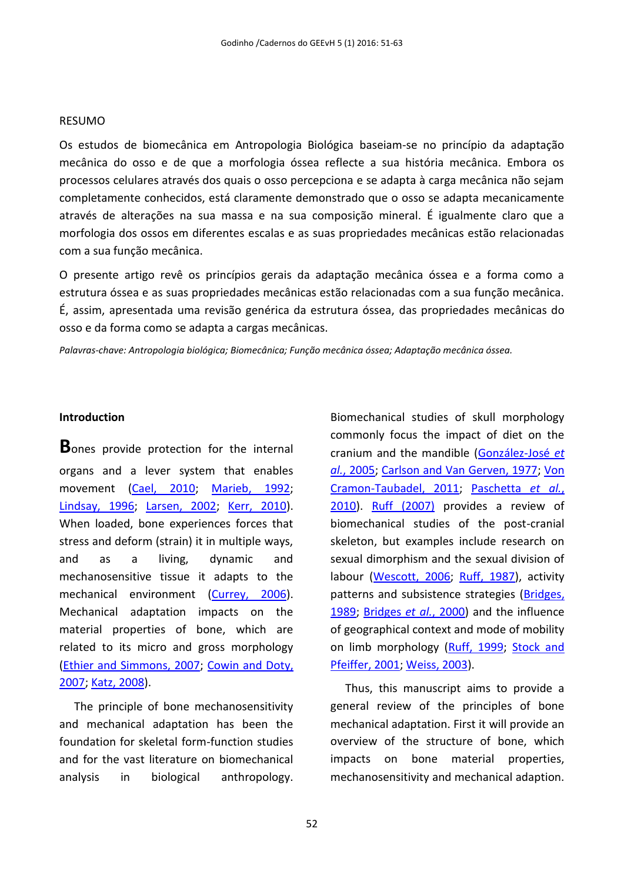RESUMO

Os estudos de biomecânica em Antropologia Biológica baseiam-se no princípio da adaptação mecânica do osso e de que a morfologia óssea reflecte a sua história mecânica. Embora os processos celulares através dos quais o osso percepciona e se adapta à carga mecânica não sejam completamente conhecidos, está claramente demonstrado que o osso se adapta mecanicamente através de alterações na sua massa e na sua composição mineral. É igualmente claro que a morfologia dos ossos em diferentes escalas e as suas propriedades mecânicas estão relacionadas com a sua função mecânica.

O presente artigo revê os princípios gerais da adaptação mecânica óssea e a forma como a estrutura óssea e as suas propriedades mecânicas estão relacionadas com a sua função mecânica. É, assim, apresentada uma revisão genérica da estrutura óssea, das propriedades mecânicas do osso e da forma como se adapta a cargas mecânicas.

*Palavras-chave: Antropologia biológica; Biomecânica; Função mecânica óssea; Adaptação mecânica óssea.*

**Introduction**

Bones provide protection for the internal organs and a lever system that enables movement (Cael, 2010; Marieb, 1992; Lindsay, 1996; Larsen, 2002; Kerr, 2010). When loaded, bone experiences forces that stress and deform (strain) it in multiple ways, and as a living, dynamic and mechanosensitive tissue it adapts to the mechanical environment (Currey, 2006). Mechanical adaptation impacts on the material properties of bone, which are related to its micro and gross morphology (Ethier and Simmons, 2007; Cowin and Doty, 2007; Katz, 2008).

The principle of bone mechanosensitivity and mechanical adaptation has been the foundation for skeletal form-function studies and for the vast literature on biomechanical analysis in biological anthropology. Biomechanical studies of skull morphology commonly focus the impact of diet on the cranium and the mandible (González-José *et al.*, 2005; Carlson and Van Gerven, 1977; Von Cramon-Taubadel, 2011; Paschetta *et al.*, 2010). Ruff (2007) provides a review of biomechanical studies of the post-cranial skeleton, but examples include research on sexual dimorphism and the sexual division of labour (Wescott, 2006; Ruff, 1987), activity patterns and subsistence strategies (Bridges, 1989; Bridges *et al.*, 2000) and the influence of geographical context and mode of mobility on limb morphology (Ruff, 1999; Stock and Pfeiffer, 2001; Weiss, 2003).

Thus, this manuscript aims to provide a general review of the principles of bone mechanical adaptation. First it will provide an overview of the structure of bone, which impacts on bone material properties, mechanosensitivity and mechanical adaption.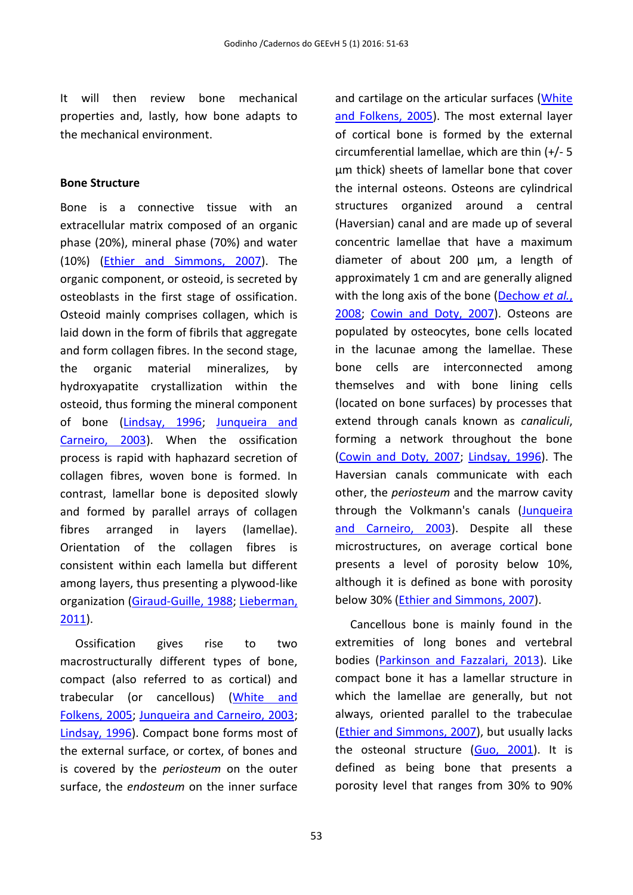It will then review bone mechanical properties and, lastly, how bone adapts to the mechanical environment.

## Bone Structure

Bone is a connective tissue with an extracellular matrix composed of an organic phase (20%), mineral phase (70%) and water (10%) (Ethier and Simmons, 2007). The organic component, or osteoid, is secreted by osteoblasts in the first stage of ossification. Osteoid mainly comprises collagen, which is laid down in the form of fibrils that aggregate and form collagen fibres. In the second stage, the organic material mineralizes, by hydroxyapatite crystallization within the osteoid, thus forming the mineral component of bone (Lindsay, 1996; Junqueira and Carneiro, 2003). When the ossification process is rapid with haphazard secretion of collagen fibres, woven bone is formed. In contrast, lamellar bone is deposited slowly and formed by parallel arrays of collagen fibres arranged in layers (lamellae). Orientation of the collagen fibres is consistent within each lamella but different among layers, thus presenting a plywood-like organization (Giraud-Guille, 1988; Lieberman, 2011).

Ossification gives rise to two macrostructurally different types of bone, compact (also referred to as cortical) and trabecular (or cancellous) (White and Folkens, 2005; Junqueira and Carneiro, 2003; Lindsay, 1996). Compact bone forms most of the external surface, or cortex, of bones and is covered by the *periosteum* on the outer surface, the *endosteum* on the inner surface and cartilage on the articular surfaces (White and Folkens, 2005). The most external layer of cortical bone is formed by the external circumferential lamellae, which are thin (+/- 5 µm thick) sheets of lamellar bone that cover the internal osteons. Osteons are cylindrical structures organized around a central (Haversian) canal and are made up of several concentric lamellae that have a maximum diameter of about 200 µm, a length of approximately 1 cm and are generally aligned with the long axis of the bone (Dechow *et al.*, 2008; Cowin and Doty, 2007). Osteons are populated by osteocytes, bone cells located in the lacunae among the lamellae. These bone cells are interconnected among themselves and with bone lining cells (located on bone surfaces) by processes that extend through canals known as *canaliculi*, forming a network throughout the bone (Cowin and Doty, 2007; Lindsay, 1996). The Haversian canals communicate with each other, the *periosteum* and the marrow cavity through the Volkmann's canals (Junqueira and Carneiro, 2003). Despite all these microstructures, on average cortical bone presents a level of porosity below 10%, although it is defined as bone with porosity below 30% (Ethier and Simmons, 2007).

Cancellous bone is mainly found in the extremities of long bones and vertebral bodies (Parkinson and Fazzalari, 2013). Like compact bone it has a lamellar structure in which the lamellae are generally, but not always, oriented parallel to the trabeculae (Ethier and Simmons, 2007), but usually lacks the osteonal structure (Guo, 2001). It is defined as being bone that presents a porosity level that ranges from 30% to 90%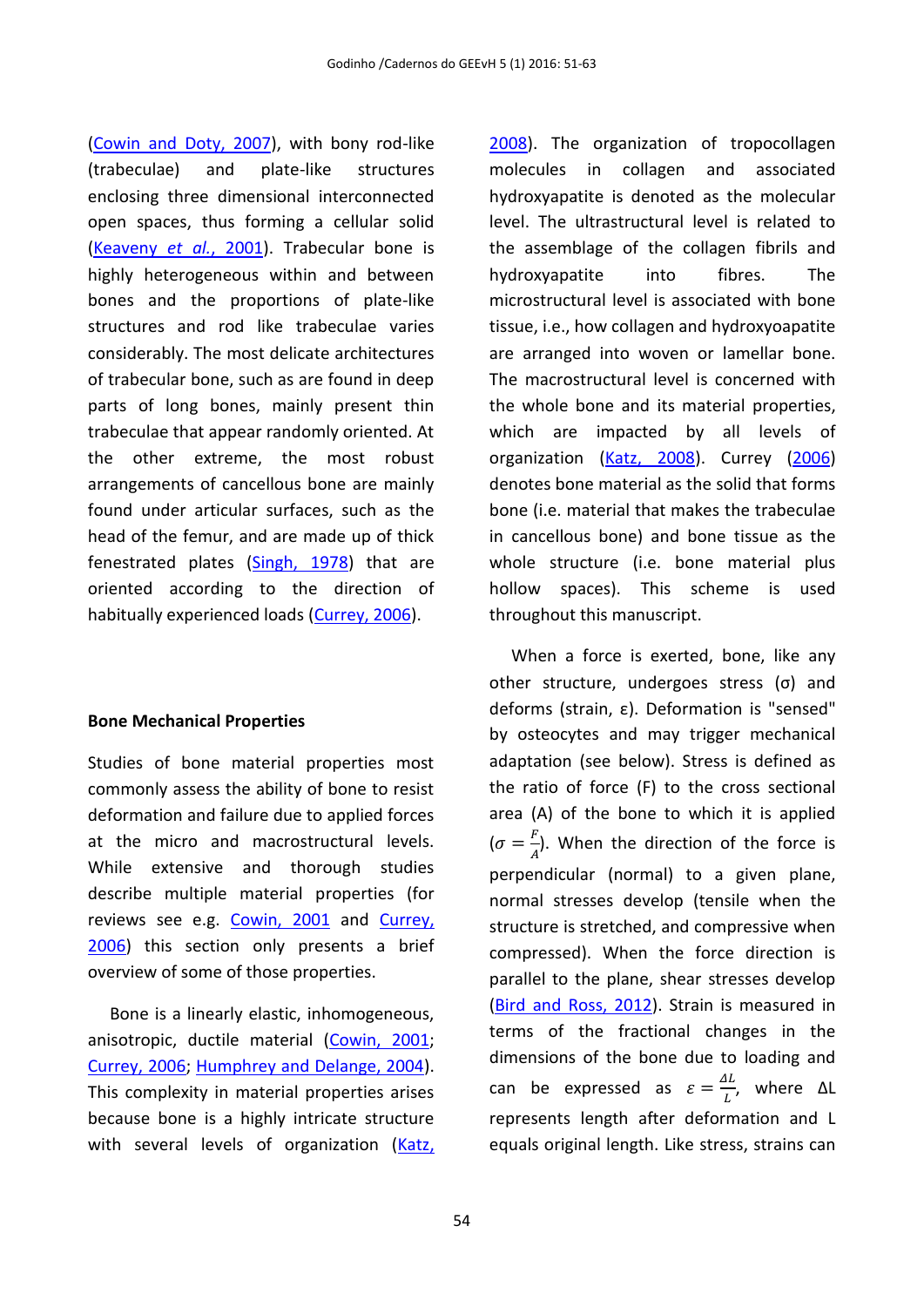(Cowin and Doty, 2007), with bony rod-like (trabeculae) and plate-like structures enclosing three dimensional interconnected open spaces, thus forming a cellular solid (Keaveny *et al.*, 2001). Trabecular bone is highly heterogeneous within and between bones and the proportions of plate-like structures and rod like trabeculae varies considerably. The most delicate architectures of trabecular bone, such as are found in deep parts of long bones, mainly present thin trabeculae that appear randomly oriented. At the other extreme, the most robust arrangements of cancellous bone are mainly found under articular surfaces, such as the head of the femur, and are made up of thick fenestrated plates (Singh, 1978) that are oriented according to the direction of habitually experienced loads (Currey, 2006).

## Bone Mechanical Properties

Studies of bone material properties most commonly assess the ability of bone to resist deformation and failure due to applied forces at the micro and macrostructural levels. While extensive and thorough studies describe multiple material properties (for reviews see e.g. Cowin, 2001 and Currey, 2006) this section only presents a brief overview of some of those properties.

Bone is a linearly elastic, inhomogeneous, anisotropic, ductile material (Cowin, 2001; Currey, 2006; Humphrey and Delange, 2004). This complexity in material properties arises because bone is a highly intricate structure with several levels of organization (Katz, 2008). The organization of tropocollagen molecules in collagen and associated hydroxyapatite is denoted as the molecular level. The ultrastructural level is related to the assemblage of the collagen fibrils and hydroxyapatite into fibres. The microstructural level is associated with bone tissue, i.e., how collagen and hydroxyoapatite are arranged into woven or lamellar bone. The macrostructural level is concerned with the whole bone and its material properties, which are impacted by all levels of organization (Katz, 2008). Currey (2006) denotes bone material as the solid that forms bone (i.e. material that makes the trabeculae in cancellous bone) and bone tissue as the whole structure (i.e. bone material plus hollow spaces). This scheme is used throughout this manuscript.

When a force is exerted, bone, like any other structure, undergoes stress ($\sigma$) and deforms (strain, $\varepsilon$). Deformation is "sensed" by osteocytes and may trigger mechanical adaptation (see below). Stress is defined as the ratio of force (F) to the cross sectional area (A) of the bone to which it is applied ($\sigma = \frac{F}{A}$). When the direction of the force is perpendicular (normal) to a given plane, normal stresses develop (tensile when the structure is stretched, and compressive when compressed). When the force direction is parallel to the plane, shear stresses develop (Bird and Ross, 2012). Strain is measured in terms of the fractional changes in the dimensions of the bone due to loading and can be expressed as $\varepsilon = \frac{\Delta L}{L}$, where $\Delta L$ represents length after deformation and L equals original length. Like stress, strains can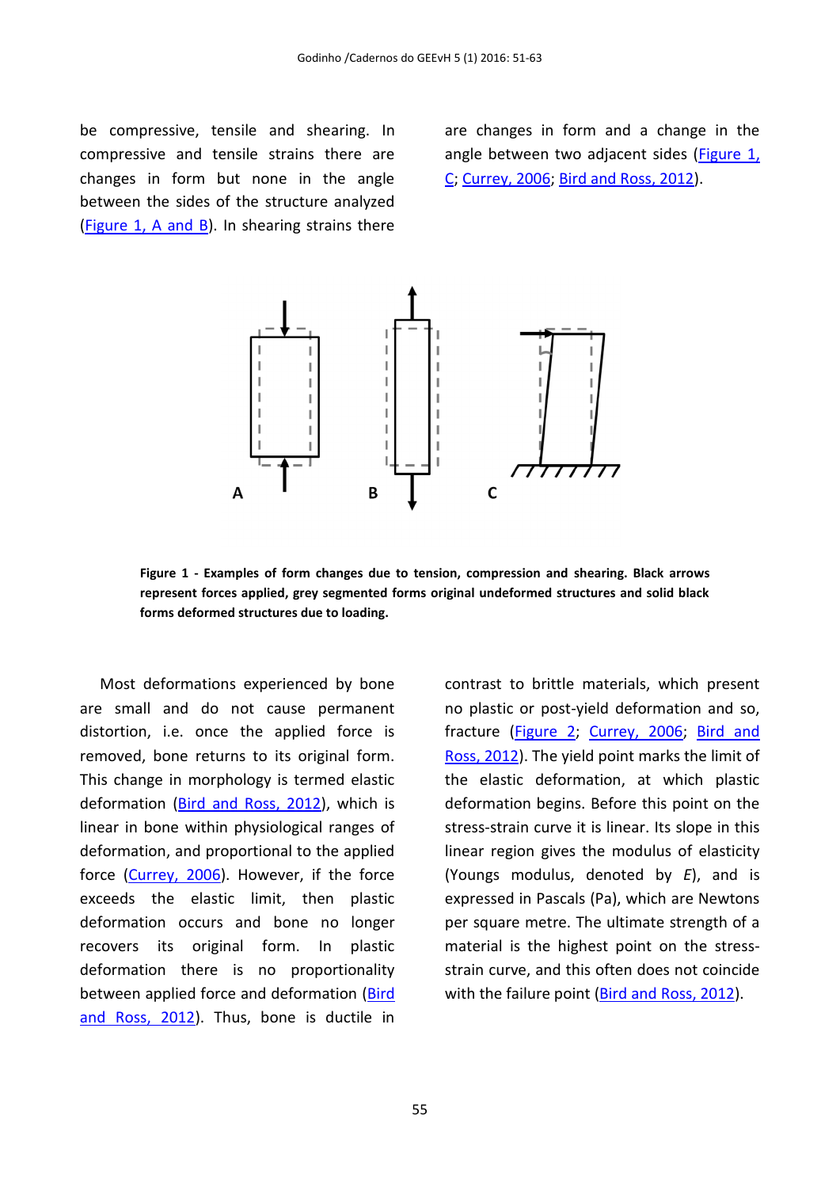be compressive, tensile and shearing. In compressive and tensile strains there are changes in form but none in the angle between the sides of the structure analyzed (Figure 1, A and B). In shearing strains there are changes in form and a change in the angle between two adjacent sides (Figure 1, C; Currey, 2006; Bird and Ross, 2012).

**Figure 1 - Examples of form changes due to tension, compression and shearing. Black arrows represent forces applied, grey segmented forms original undeformed structures and solid black forms deformed structures due to loading.**

Most deformations experienced by bone are small and do not cause permanent distortion, i.e. once the applied force is removed, bone returns to its original form. This change in morphology is termed elastic deformation (Bird and Ross, 2012), which is linear in bone within physiological ranges of deformation, and proportional to the applied force (Currey, 2006). However, if the force exceeds the elastic limit, then plastic deformation occurs and bone no longer recovers its original form. In plastic deformation there is no proportionality between applied force and deformation (Bird and Ross, 2012). Thus, bone is ductile in contrast to brittle materials, which present no plastic or post-yield deformation and so, fracture (Figure 2; Currey, 2006; Bird and Ross, 2012). The yield point marks the limit of the elastic deformation, at which plastic deformation begins. Before this point on the stress-strain curve it is linear. Its slope in this linear region gives the modulus of elasticity (Youngs modulus, denoted by $E$), and is expressed in Pascals (Pa), which are Newtons per square metre. The ultimate strength of a material is the highest point on the stress-strain curve, and this often does not coincide with the failure point (Bird and Ross, 2012).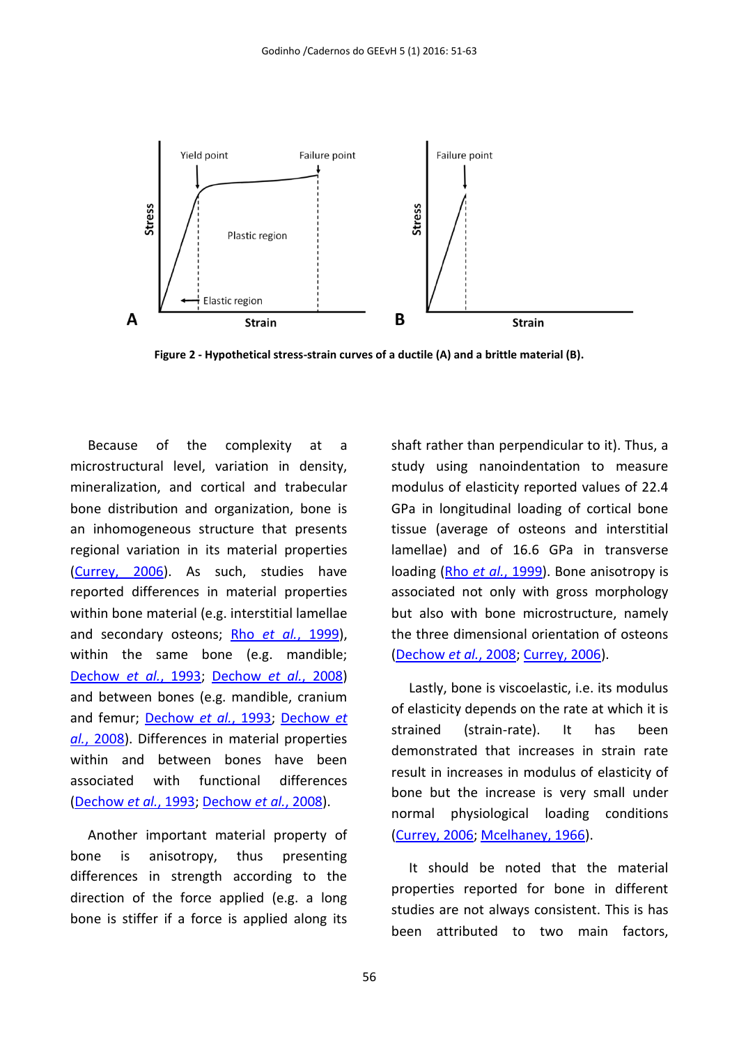Figure 2 - Hypothetical stress-strain curves of a ductile (A) and a brittle material (B).

Because of the complexity at a microstructural level, variation in density, mineralization, and cortical and trabecular bone distribution and organization, bone is an inhomogeneous structure that presents regional variation in its material properties (Currey, 2006). As such, studies have reported differences in material properties within bone material (e.g. interstitial lamellae and secondary osteons; Rho *et al.*, 1999), within the same bone (e.g. mandible; Dechow *et al.*, 1993; Dechow *et al.*, 2008) and between bones (e.g. mandible, cranium and femur; Dechow *et al.*, 1993; Dechow *et al.*, 2008). Differences in material properties within and between bones have been associated with functional differences (Dechow *et al.*, 1993; Dechow *et al.*, 2008).

Another important material property of bone is anisotropy, thus presenting differences in strength according to the direction of the force applied (e.g. a long bone is stiffer if a force is applied along its shaft rather than perpendicular to it). Thus, a study using nanoindentation to measure modulus of elasticity reported values of 22.4 GPa in longitudinal loading of cortical bone tissue (average of osteons and interstitial lamellae) and of 16.6 GPa in transverse loading (Rho *et al.*, 1999). Bone anisotropy is associated not only with gross morphology but also with bone microstructure, namely the three dimensional orientation of osteons (Dechow *et al.*, 2008; Currey, 2006).

Lastly, bone is viscoelastic, i.e. its modulus of elasticity depends on the rate at which it is strained (strain-rate). It has been demonstrated that increases in strain rate result in increases in modulus of elasticity of bone but the increase is very small under normal physiological loading conditions (Currey, 2006; Mcelhaney, 1966).

It should be noted that the material properties reported for bone in different studies are not always consistent. This is has been attributed to two main factors,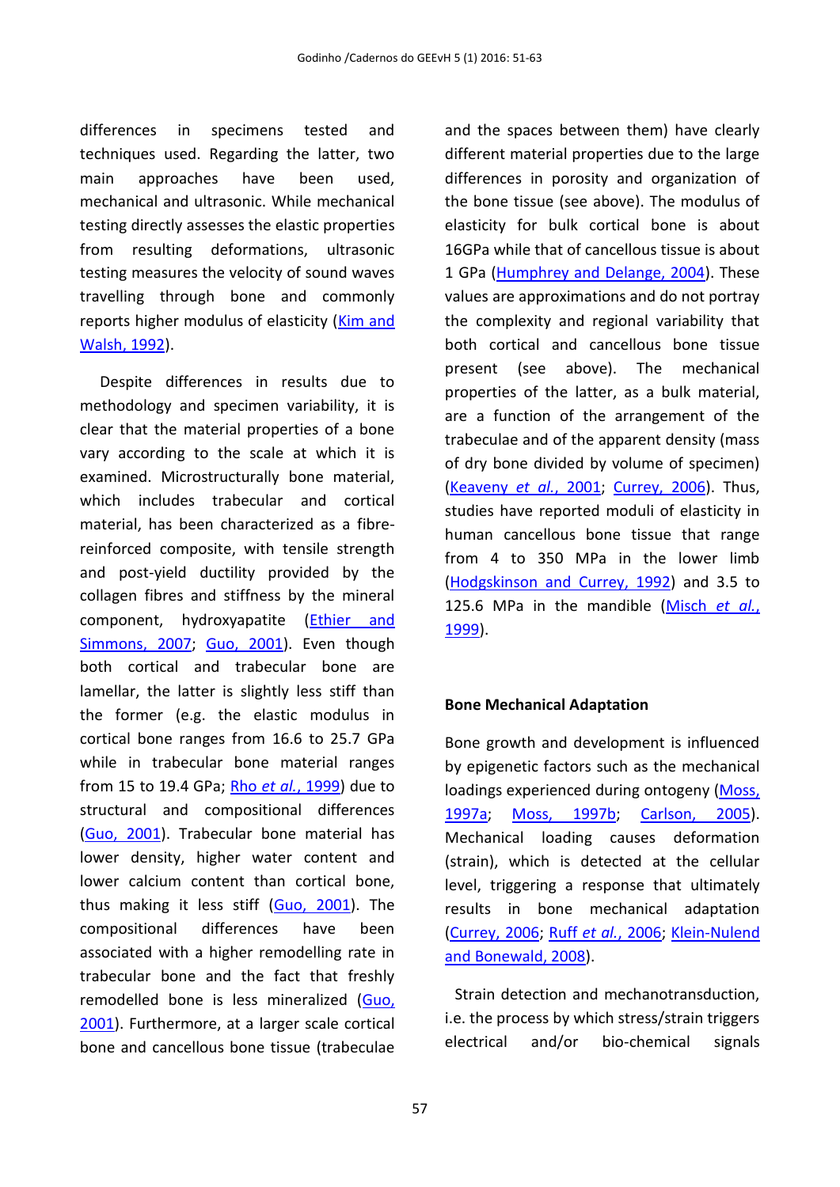differences in specimens tested and techniques used. Regarding the latter, two main approaches have been used, mechanical and ultrasonic. While mechanical testing directly assesses the elastic properties from resulting deformations, ultrasonic testing measures the velocity of sound waves travelling through bone and commonly reports higher modulus of elasticity (Kim and Walsh, 1992).

Despite differences in results due to methodology and specimen variability, it is clear that the material properties of a bone vary according to the scale at which it is examined. Microstructurally bone material, which includes trabecular and cortical material, has been characterized as a fibre-reinforced composite, with tensile strength and post-yield ductility provided by the collagen fibres and stiffness by the mineral component, hydroxyapatite (Ethier and Simmons, 2007; Guo, 2001). Even though both cortical and trabecular bone are lamellar, the latter is slightly less stiff than the former (e.g. the elastic modulus in cortical bone ranges from 16.6 to 25.7 GPa while in trabecular bone material ranges from 15 to 19.4 GPa; Rho *et al.*, 1999) due to structural and compositional differences (Guo, 2001). Trabecular bone material has lower density, higher water content and lower calcium content than cortical bone, thus making it less stiff (Guo, 2001). The compositional differences have been associated with a higher remodelling rate in trabecular bone and the fact that freshly remodelled bone is less mineralized (Guo, 2001). Furthermore, at a larger scale cortical bone and cancellous bone tissue (trabeculae and the spaces between them) have clearly different material properties due to the large differences in porosity and organization of the bone tissue (see above). The modulus of elasticity for bulk cortical bone is about 16GPa while that of cancellous tissue is about 1 GPa (Humphrey and Delange, 2004). These values are approximations and do not portray the complexity and regional variability that both cortical and cancellous bone tissue present (see above). The mechanical properties of the latter, as a bulk material, are a function of the arrangement of the trabeculae and of the apparent density (mass of dry bone divided by volume of specimen) (Keaveny *et al.*, 2001; Currey, 2006). Thus, studies have reported moduli of elasticity in human cancellous bone tissue that range from 4 to 350 MPa in the lower limb (Hodgskinson and Currey, 1992) and 3.5 to 125.6 MPa in the mandible (Misch *et al.*, 1999).

### Bone Mechanical Adaptation

Bone growth and development is influenced by epigenetic factors such as the mechanical loadings experienced during ontogeny (Moss, 1997a; Moss, 1997b; Carlson, 2005). Mechanical loading causes deformation (strain), which is detected at the cellular level, triggering a response that ultimately results in bone mechanical adaptation (Currey, 2006; Ruff *et al.*, 2006; Klein-Nulend and Bonewald, 2008).

Strain detection and mechanotransduction, i.e. the process by which stress/strain triggers electrical and/or bio-chemical signals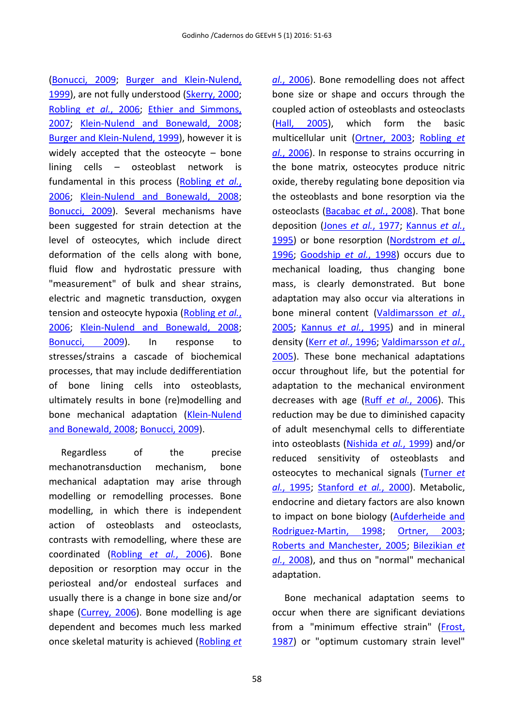(Bonucci, 2009; Burger and Klein-Nulend, 1999), are not fully understood (Skerry, 2000; Robling *et al.*, 2006; Ethier and Simmons, 2007; Klein-Nulend and Bonewald, 2008; Burger and Klein-Nulend, 1999), however it is widely accepted that the osteocyte – bone lining cells – osteoblast network is fundamental in this process (Robling *et al.*, 2006; Klein-Nulend and Bonewald, 2008; Bonucci, 2009). Several mechanisms have been suggested for strain detection at the level of osteocytes, which include direct deformation of the cells along with bone, fluid flow and hydrostatic pressure with "measurement" of bulk and shear strains, electric and magnetic transduction, oxygen tension and osteocyte hypoxia (Robling *et al.*, 2006; Klein-Nulend and Bonewald, 2008; Bonucci, 2009). In response to stresses/strains a cascade of biochemical processes, that may include dedifferentiation of bone lining cells into osteoblasts, ultimately results in bone (re)modelling and bone mechanical adaptation (Klein-Nulend and Bonewald, 2008; Bonucci, 2009).

Regardless of the precise mechanotransduction mechanism, bone mechanical adaptation may arise through modelling or remodelling processes. Bone modelling, in which there is independent action of osteoblasts and osteoclasts, contrasts with remodelling, where these are coordinated (Robling *et al.*, 2006). Bone deposition or resorption may occur in the periosteal and/or endosteal surfaces and usually there is a change in bone size and/or shape (Currey, 2006). Bone modelling is age dependent and becomes much less marked once skeletal maturity is achieved (Robling *et al.*, 2006). Bone remodelling does not affect bone size or shape and occurs through the coupled action of osteoblasts and osteoclasts (Hall, 2005), which form the basic multicellular unit (Ortner, 2003; Robling *et al.*, 2006). In response to strains occurring in the bone matrix, osteocytes produce nitric oxide, thereby regulating bone deposition via the osteoblasts and bone resorption via the osteoclasts (Bacabac *et al.*, 2008). That bone deposition (Jones *et al.*, 1977; Kannus *et al.*, 1995) or bone resorption (Nordstrom *et al.*, 1996; Goodship *et al.*, 1998) occurs due to mechanical loading, thus changing bone mass, is clearly demonstrated. But bone adaptation may also occur via alterations in bone mineral content (Valdimarsson *et al.*, 2005; Kannus *et al.*, 1995) and in mineral density (Kerr *et al.*, 1996; Valdimarsson *et al.*, 2005). These bone mechanical adaptations occur throughout life, but the potential for adaptation to the mechanical environment decreases with age (Ruff *et al.*, 2006). This reduction may be due to diminished capacity of adult mesenchymal cells to differentiate into osteoblasts (Nishida *et al.*, 1999) and/or reduced sensitivity of osteoblasts and osteocytes to mechanical signals (Turner *et al.*, 1995; Stanford *et al.*, 2000). Metabolic, endocrine and dietary factors are also known to impact on bone biology (Aufderheide and Rodriguez-Martin, 1998; Ortner, 2003; Roberts and Manchester, 2005; Bilezikian *et al.*, 2008), and thus on "normal" mechanical adaptation.

Bone mechanical adaptation seems to occur when there are significant deviations from a "minimum effective strain" (Frost, 1987) or "optimum customary strain level"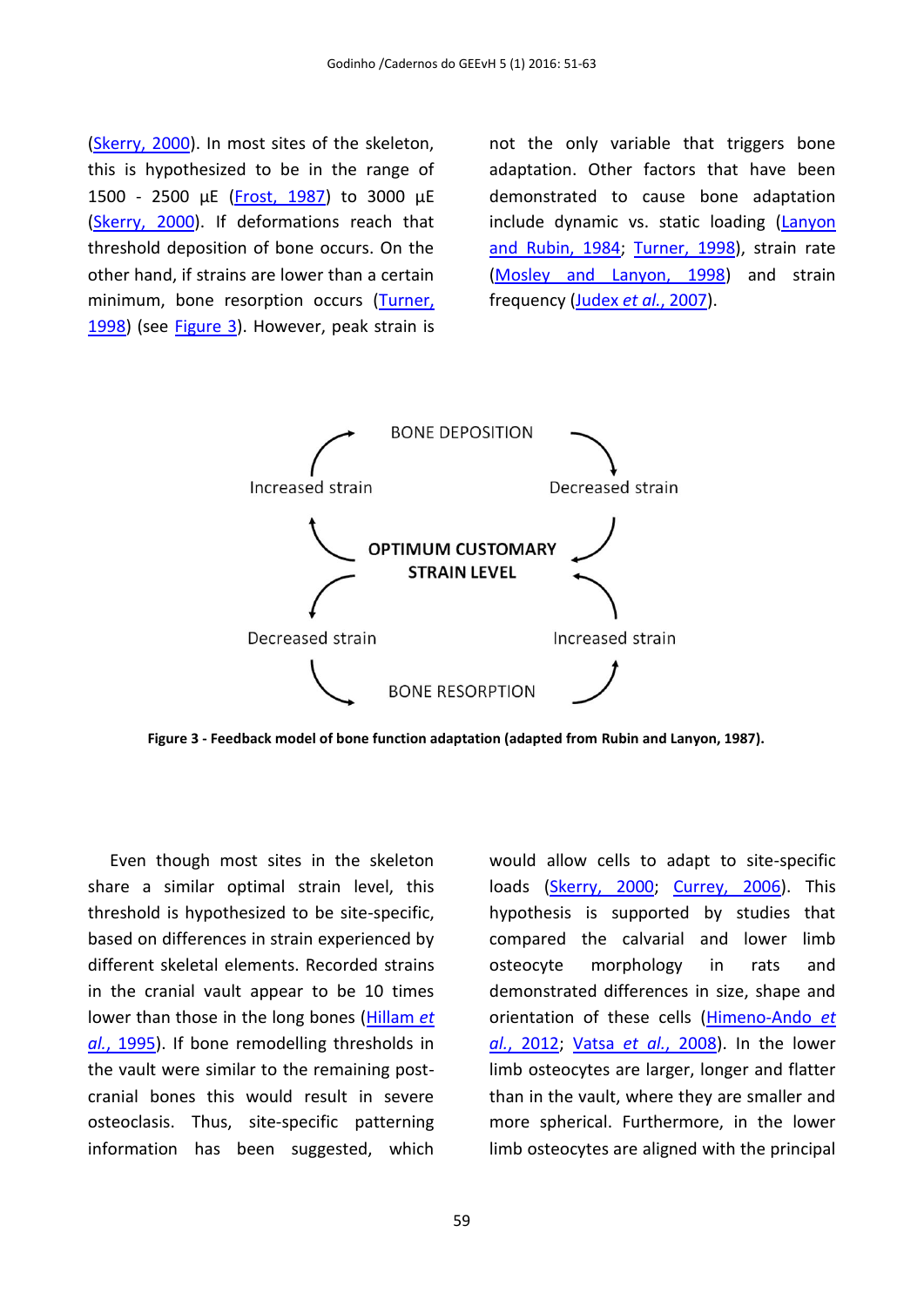(Skerry, 2000). In most sites of the skeleton, this is hypothesized to be in the range of 1500 - 2500 µE (Frost, 1987) to 3000 µE (Skerry, 2000). If deformations reach that threshold deposition of bone occurs. On the other hand, if strains are lower than a certain minimum, bone resorption occurs (Turner, 1998) (see Figure 3). However, peak strain is not the only variable that triggers bone adaptation. Other factors that have been demonstrated to cause bone adaptation include dynamic vs. static loading (Lanyon and Rubin, 1984; Turner, 1998), strain rate (Mosley and Lanyon, 1998) and strain frequency (Judex *et al.*, 2007).

BONE DEPOSITION

Increased strain | Decreased strain

**OPTIMUM CUSTOMARY STRAIN LEVEL**

Decreased strain | Increased strain

BONE RESORPTION

**Figure 3 - Feedback model of bone function adaptation (adapted from Rubin and Lanyon, 1987).**

Even though most sites in the skeleton share a similar optimal strain level, this threshold is hypothesized to be site-specific, based on differences in strain experienced by different skeletal elements. Recorded strains in the cranial vault appear to be 10 times lower than those in the long bones (Hillam *et al.*, 1995). If bone remodelling thresholds in the vault were similar to the remaining post-cranial bones this would result in severe osteoclasis. Thus, site-specific patterning information has been suggested, which would allow cells to adapt to site-specific loads (Skerry, 2000; Currey, 2006). This hypothesis is supported by studies that compared the calvarial and lower limb osteocyte morphology in rats and demonstrated differences in size, shape and orientation of these cells (Himeno-Ando *et al.*, 2012; Vatsa *et al.*, 2008). In the lower limb osteocytes are larger, longer and flatter than in the vault, where they are smaller and more spherical. Furthermore, in the lower limb osteocytes are aligned with the principal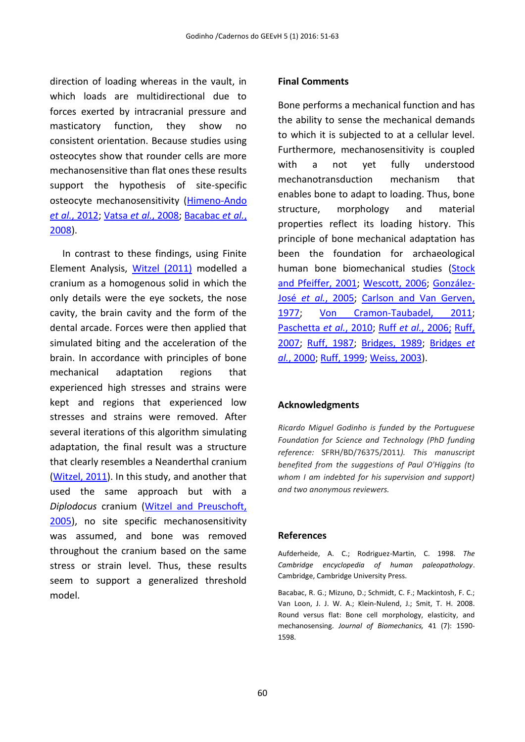direction of loading whereas in the vault, in which loads are multidirectional due to forces exerted by intracranial pressure and masticatory function, they show no consistent orientation. Because studies using osteocytes show that rounder cells are more mechanosensitive than flat ones these results support the hypothesis of site-specific osteocyte mechanosensitivity (Himeno-Ando *et al.*, 2012; Vatsa *et al.*, 2008; Bacabac *et al.*, 2008).

In contrast to these findings, using Finite Element Analysis, Witzel (2011) modelled a cranium as a homogenous solid in which the only details were the eye sockets, the nose cavity, the brain cavity and the form of the dental arcade. Forces were then applied that simulated biting and the acceleration of the brain. In accordance with principles of bone mechanical adaptation regions that experienced high stresses and strains were kept and regions that experienced low stresses and strains were removed. After several iterations of this algorithm simulating adaptation, the final result was a structure that clearly resembles a Neanderthal cranium (Witzel, 2011). In this study, and another that used the same approach but with a *Diplodocus* cranium (Witzel and Preuschoft, 2005), no site specific mechanosensitivity was assumed, and bone was removed throughout the cranium based on the same stress or strain level. Thus, these results seem to support a generalized threshold model.

## Final Comments

Bone performs a mechanical function and has the ability to sense the mechanical demands to which it is subjected to at a cellular level. Furthermore, mechanosensitivity is coupled with a not yet fully understood mechanotransduction mechanism that enables bone to adapt to loading. Thus, bone structure, morphology and material properties reflect its loading history. This principle of bone mechanical adaptation has been the foundation for archaeological human bone biomechanical studies (Stock and Pfeiffer, 2001; Wescott, 2006; González-José *et al.*, 2005; Carlson and Van Gerven, 1977; Von Cramon-Taubadel, 2011; Paschetta *et al.*, 2010; Ruff *et al.*, 2006; Ruff, 2007; Ruff, 1987; Bridges, 1989; Bridges *et al.*, 2000; Ruff, 1999; Weiss, 2003).

## Acknowledgments

*Ricardo Miguel Godinho is funded by the Portuguese Foundation for Science and Technology (PhD funding reference:* SFRH/BD/76375/2011*). This manuscript benefited from the suggestions of Paul O'Higgins (to whom I am indebted for his supervision and support) and two anonymous reviewers.*

## References

Aufderheide, A. C.; Rodriguez-Martin, C. 1998. *The Cambridge encyclopedia of human paleopathology*. Cambridge, Cambridge University Press.

Bacabac, R. G.; Mizuno, D.; Schmidt, C. F.; Mackintosh, F. C.; Van Loon, J. J. W. A.; Klein-Nulend, J.; Smit, T. H. 2008. Round versus flat: Bone cell morphology, elasticity, and mechanosensing. *Journal of Biomechanics,* 41 (7): 1590-1598.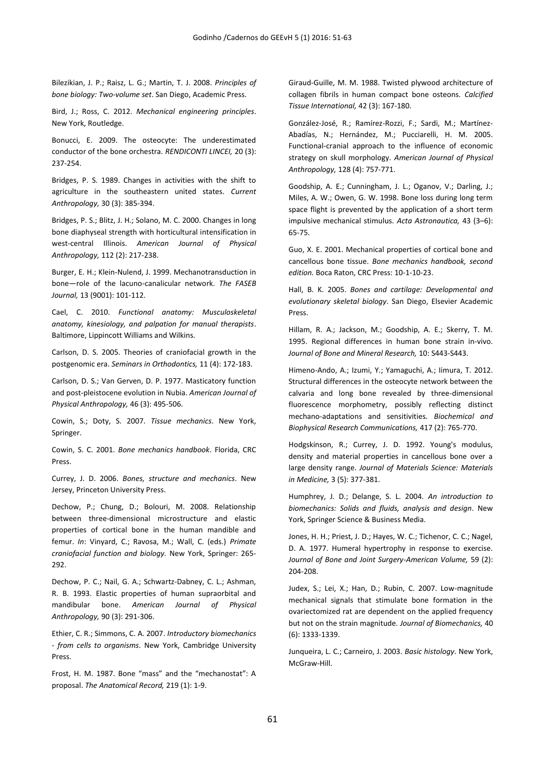Bilezikian, J. P.; Raisz, L. G.; Martin, T. J. 2008. *Principles of bone biology: Two-volume set*. San Diego, Academic Press.

Bird, J.; Ross, C. 2012. *Mechanical engineering principles*. New York, Routledge.

Bonucci, E. 2009. The osteocyte: The underestimated conductor of the bone orchestra. *RENDICONTI LINCEI,* 20 (3): 237-254.

Bridges, P. S. 1989. Changes in activities with the shift to agriculture in the southeastern united states. *Current Anthropology,* 30 (3): 385-394.

Bridges, P. S.; Blitz, J. H.; Solano, M. C. 2000. Changes in long bone diaphyseal strength with horticultural intensification in west-central Illinois. *American Journal of Physical Anthropology,* 112 (2): 217-238.

Burger, E. H.; Klein-Nulend, J. 1999. Mechanotransduction in bone—role of the lacuno-canalicular network. *The FASEB Journal,* 13 (9001): 101-112.

Cael, C. 2010. *Functional anatomy: Musculoskeletal anatomy, kinesiology, and palpation for manual therapists*. Baltimore, Lippincott Williams and Wilkins.

Carlson, D. S. 2005. Theories of craniofacial growth in the postgenomic era. *Seminars in Orthodontics,* 11 (4): 172-183.

Carlson, D. S.; Van Gerven, D. P. 1977. Masticatory function and post-pleistocene evolution in Nubia. *American Journal of Physical Anthropology,* 46 (3): 495-506.

Cowin, S.; Doty, S. 2007. *Tissue mechanics*. New York, Springer.

Cowin, S. C. 2001. *Bone mechanics handbook*. Florida, CRC Press.

Currey, J. D. 2006. *Bones, structure and mechanics*. New Jersey, Princeton University Press.

Dechow, P.; Chung, D.; Bolouri, M. 2008. Relationship between three-dimensional microstructure and elastic properties of cortical bone in the human mandible and femur. *In*: Vinyard, C.; Ravosa, M.; Wall, C. (eds.) *Primate craniofacial function and biology.* New York, Springer: 265-292.

Dechow, P. C.; Nail, G. A.; Schwartz-Dabney, C. L.; Ashman, R. B. 1993. Elastic properties of human supraorbital and mandibular bone. *American Journal of Physical Anthropology,* 90 (3): 291-306.

Ethier, C. R.; Simmons, C. A. 2007. *Introductory biomechanics - from cells to organisms*. New York, Cambridge University Press.

Frost, H. M. 1987. Bone "mass" and the "mechanostat": A proposal. *The Anatomical Record,* 219 (1): 1-9.

Giraud-Guille, M. M. 1988. Twisted plywood architecture of collagen fibrils in human compact bone osteons. *Calcified Tissue International,* 42 (3): 167-180.

González-José, R.; Ramírez-Rozzi, F.; Sardi, M.; Martínez-Abadías, N.; Hernández, M.; Pucciarelli, H. M. 2005. Functional-cranial approach to the influence of economic strategy on skull morphology. *American Journal of Physical Anthropology,* 128 (4): 757-771.

Goodship, A. E.; Cunningham, J. L.; Oganov, V.; Darling, J.; Miles, A. W.; Owen, G. W. 1998. Bone loss during long term space flight is prevented by the application of a short term impulsive mechanical stimulus. *Acta Astronautica,* 43 (3–6): 65-75.

Guo, X. E. 2001. Mechanical properties of cortical bone and cancellous bone tissue. *Bone mechanics handbook, second edition.* Boca Raton, CRC Press: 10-1-10-23.

Hall, B. K. 2005. *Bones and cartilage: Developmental and evolutionary skeletal biology*. San Diego, Elsevier Academic Press.

Hillam, R. A.; Jackson, M.; Goodship, A. E.; Skerry, T. M. 1995. Regional differences in human bone strain in-vivo. *Journal of Bone and Mineral Research,* 10: S443-S443.

Himeno-Ando, A.; Izumi, Y.; Yamaguchi, A.; Iimura, T. 2012. Structural differences in the osteocyte network between the calvaria and long bone revealed by three-dimensional fluorescence morphometry, possibly reflecting distinct mechano-adaptations and sensitivities. *Biochemical and Biophysical Research Communications,* 417 (2): 765-770.

Hodgskinson, R.; Currey, J. D. 1992. Young's modulus, density and material properties in cancellous bone over a large density range. *Journal of Materials Science: Materials in Medicine,* 3 (5): 377-381.

Humphrey, J. D.; Delange, S. L. 2004. *An introduction to biomechanics: Solids and fluids, analysis and design*. New York, Springer Science & Business Media.

Jones, H. H.; Priest, J. D.; Hayes, W. C.; Tichenor, C. C.; Nagel, D. A. 1977. Humeral hypertrophy in response to exercise. *Journal of Bone and Joint Surgery-American Volume,* 59 (2): 204-208.

Judex, S.; Lei, X.; Han, D.; Rubin, C. 2007. Low-magnitude mechanical signals that stimulate bone formation in the ovariectomized rat are dependent on the applied frequency but not on the strain magnitude. *Journal of Biomechanics,* 40 (6): 1333-1339.

Junqueira, L. C.; Carneiro, J. 2003. *Basic histology*. New York, McGraw-Hill.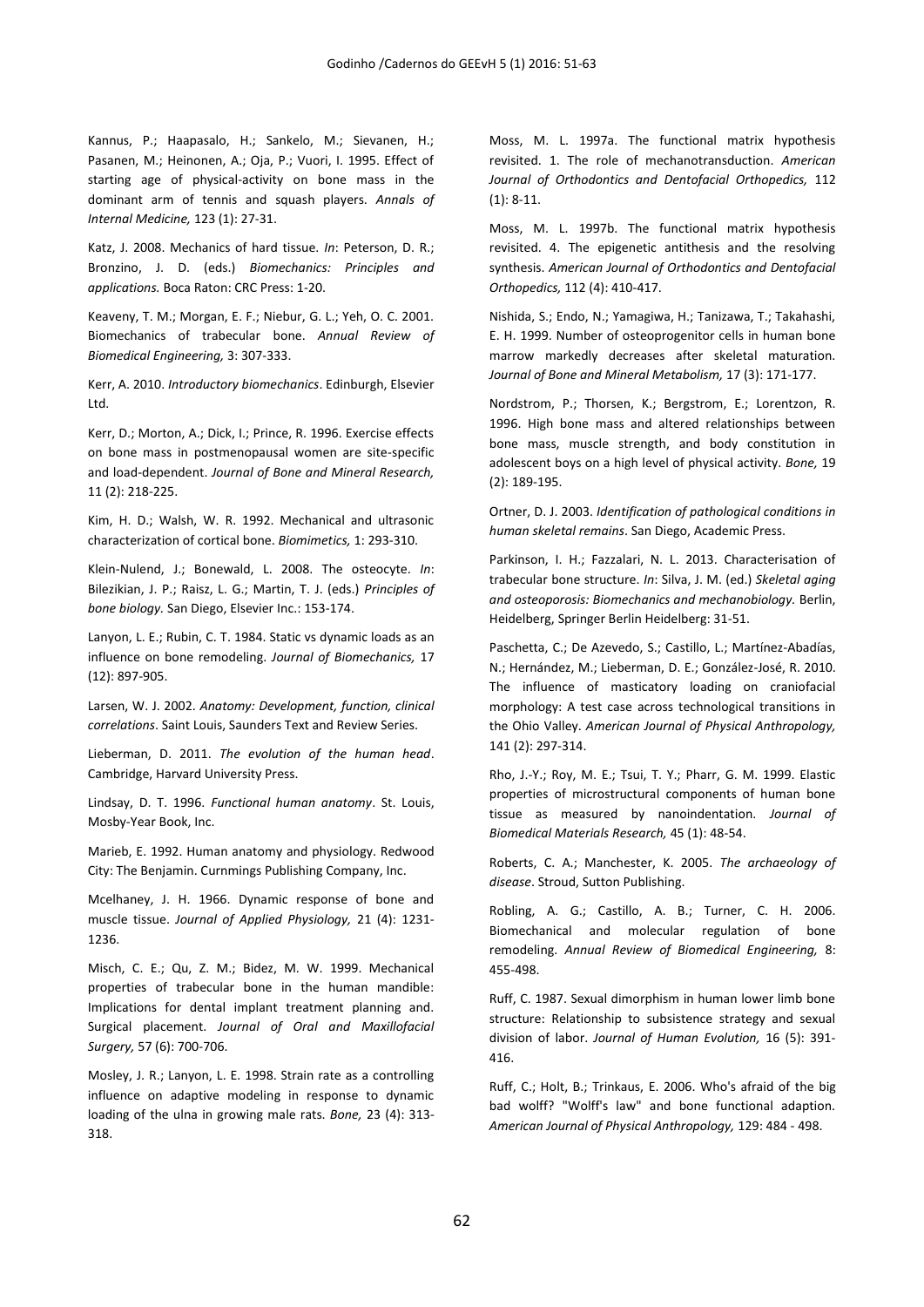Kannus, P.; Haapasalo, H.; Sankelo, M.; Sievanen, H.; Pasanen, M.; Heinonen, A.; Oja, P.; Vuori, I. 1995. Effect of starting age of physical-activity on bone mass in the dominant arm of tennis and squash players. *Annals of Internal Medicine,* 123 (1): 27-31.

Katz, J. 2008. Mechanics of hard tissue. *In*: Peterson, D. R.; Bronzino, J. D. (eds.) *Biomechanics: Principles and applications.* Boca Raton: CRC Press: 1-20.

Keaveny, T. M.; Morgan, E. F.; Niebur, G. L.; Yeh, O. C. 2001. Biomechanics of trabecular bone. *Annual Review of Biomedical Engineering,* 3: 307-333.

Kerr, A. 2010. *Introductory biomechanics*. Edinburgh, Elsevier Ltd.

Kerr, D.; Morton, A.; Dick, I.; Prince, R. 1996. Exercise effects on bone mass in postmenopausal women are site-specific and load-dependent. *Journal of Bone and Mineral Research,* 11 (2): 218-225.

Kim, H. D.; Walsh, W. R. 1992. Mechanical and ultrasonic characterization of cortical bone. *Biomimetics,* 1: 293-310.

Klein-Nulend, J.; Bonewald, L. 2008. The osteocyte. *In*: Bilezikian, J. P.; Raisz, L. G.; Martin, T. J. (eds.) *Principles of bone biology.* San Diego, Elsevier Inc.: 153-174.

Lanyon, L. E.; Rubin, C. T. 1984. Static vs dynamic loads as an influence on bone remodeling. *Journal of Biomechanics,* 17 (12): 897-905.

Larsen, W. J. 2002. *Anatomy: Development, function, clinical correlations*. Saint Louis, Saunders Text and Review Series.

Lieberman, D. 2011. *The evolution of the human head*. Cambridge, Harvard University Press.

Lindsay, D. T. 1996. *Functional human anatomy*. St. Louis, Mosby-Year Book, Inc.

Marieb, E. 1992. Human anatomy and physiology. Redwood City: The Benjamin. Curnmings Publishing Company, Inc.

Mcelhaney, J. H. 1966. Dynamic response of bone and muscle tissue. *Journal of Applied Physiology,* 21 (4): 1231-1236.

Misch, C. E.; Qu, Z. M.; Bidez, M. W. 1999. Mechanical properties of trabecular bone in the human mandible: Implications for dental implant treatment planning and. Surgical placement. *Journal of Oral and Maxillofacial Surgery,* 57 (6): 700-706.

Mosley, J. R.; Lanyon, L. E. 1998. Strain rate as a controlling influence on adaptive modeling in response to dynamic loading of the ulna in growing male rats. *Bone,* 23 (4): 313-318.

Moss, M. L. 1997a. The functional matrix hypothesis revisited. 1. The role of mechanotransduction. *American Journal of Orthodontics and Dentofacial Orthopedics,* 112 (1): 8-11.

Moss, M. L. 1997b. The functional matrix hypothesis revisited. 4. The epigenetic antithesis and the resolving synthesis. *American Journal of Orthodontics and Dentofacial Orthopedics,* 112 (4): 410-417.

Nishida, S.; Endo, N.; Yamagiwa, H.; Tanizawa, T.; Takahashi, E. H. 1999. Number of osteoprogenitor cells in human bone marrow markedly decreases after skeletal maturation. *Journal of Bone and Mineral Metabolism,* 17 (3): 171-177.

Nordstrom, P.; Thorsen, K.; Bergstrom, E.; Lorentzon, R. 1996. High bone mass and altered relationships between bone mass, muscle strength, and body constitution in adolescent boys on a high level of physical activity. *Bone,* 19 (2): 189-195.

Ortner, D. J. 2003. *Identification of pathological conditions in human skeletal remains*. San Diego, Academic Press.

Parkinson, I. H.; Fazzalari, N. L. 2013. Characterisation of trabecular bone structure. *In*: Silva, J. M. (ed.) *Skeletal aging and osteoporosis: Biomechanics and mechanobiology.* Berlin, Heidelberg, Springer Berlin Heidelberg: 31-51.

Paschetta, C.; De Azevedo, S.; Castillo, L.; Martínez-Abadías, N.; Hernández, M.; Lieberman, D. E.; González-José, R. 2010. The influence of masticatory loading on craniofacial morphology: A test case across technological transitions in the Ohio Valley. *American Journal of Physical Anthropology,* 141 (2): 297-314.

Rho, J.-Y.; Roy, M. E.; Tsui, T. Y.; Pharr, G. M. 1999. Elastic properties of microstructural components of human bone tissue as measured by nanoindentation. *Journal of Biomedical Materials Research,* 45 (1): 48-54.

Roberts, C. A.; Manchester, K. 2005. *The archaeology of disease*. Stroud, Sutton Publishing.

Robling, A. G.; Castillo, A. B.; Turner, C. H. 2006. Biomechanical and molecular regulation of bone remodeling. *Annual Review of Biomedical Engineering,* 8: 455-498.

Ruff, C. 1987. Sexual dimorphism in human lower limb bone structure: Relationship to subsistence strategy and sexual division of labor. *Journal of Human Evolution,* 16 (5): 391-416.

Ruff, C.; Holt, B.; Trinkaus, E. 2006. Who's afraid of the big bad wolff? "Wolff's law" and bone functional adaption. *American Journal of Physical Anthropology,* 129: 484 - 498.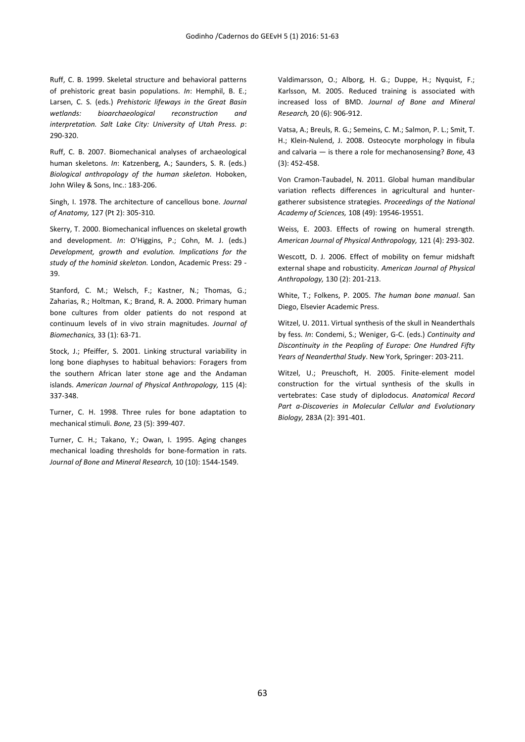Ruff, C. B. 1999. Skeletal structure and behavioral patterns of prehistoric great basin populations. *In*: Hemphil, B. E.; Larsen, C. S. (eds.) *Prehistoric lifeways in the Great Basin wetlands: bioarchaeological reconstruction and interpretation. Salt Lake City: University of Utah Press. p*: 290-320.

Ruff, C. B. 2007. Biomechanical analyses of archaeological human skeletons. *In*: Katzenberg, A.; Saunders, S. R. (eds.) *Biological anthropology of the human skeleton.* Hoboken, John Wiley & Sons, Inc.: 183-206.

Singh, I. 1978. The architecture of cancellous bone. *Journal of Anatomy,* 127 (Pt 2): 305-310.

Skerry, T. 2000. Biomechanical influences on skeletal growth and development. *In*: O'Higgins, P.; Cohn, M. J. (eds.) *Development, growth and evolution. Implications for the study of the hominid skeleton.* London, Academic Press: 29 - 39.

Stanford, C. M.; Welsch, F.; Kastner, N.; Thomas, G.; Zaharias, R.; Holtman, K.; Brand, R. A. 2000. Primary human bone cultures from older patients do not respond at continuum levels of in vivo strain magnitudes. *Journal of Biomechanics,* 33 (1): 63-71.

Stock, J.; Pfeiffer, S. 2001. Linking structural variability in long bone diaphyses to habitual behaviors: Foragers from the southern African later stone age and the Andaman islands. *American Journal of Physical Anthropology,* 115 (4): 337-348.

Turner, C. H. 1998. Three rules for bone adaptation to mechanical stimuli. *Bone,* 23 (5): 399-407.

Turner, C. H.; Takano, Y.; Owan, I. 1995. Aging changes mechanical loading thresholds for bone-formation in rats. *Journal of Bone and Mineral Research,* 10 (10): 1544-1549.

Valdimarsson, O.; Alborg, H. G.; Duppe, H.; Nyquist, F.; Karlsson, M. 2005. Reduced training is associated with increased loss of BMD. *Journal of Bone and Mineral Research,* 20 (6): 906-912.

Vatsa, A.; Breuls, R. G.; Semeins, C. M.; Salmon, P. L.; Smit, T. H.; Klein-Nulend, J. 2008. Osteocyte morphology in fibula and calvaria — is there a role for mechanosensing? *Bone,* 43 (3): 452-458.

Von Cramon-Taubadel, N. 2011. Global human mandibular variation reflects differences in agricultural and hunter-gatherer subsistence strategies. *Proceedings of the National Academy of Sciences,* 108 (49): 19546-19551.

Weiss, E. 2003. Effects of rowing on humeral strength. *American Journal of Physical Anthropology,* 121 (4): 293-302.

Wescott, D. J. 2006. Effect of mobility on femur midshaft external shape and robusticity. *American Journal of Physical Anthropology,* 130 (2): 201-213.

White, T.; Folkens, P. 2005. *The human bone manual*. San Diego, Elsevier Academic Press.

Witzel, U. 2011. Virtual synthesis of the skull in Neanderthals by fess. *In*: Condemi, S.; Weniger, G-C. (eds.) *Continuity and Discontinuity in the Peopling of Europe: One Hundred Fifty Years of Neanderthal Study*. New York, Springer: 203-211.

Witzel, U.; Preuschoft, H. 2005. Finite-element model construction for the virtual synthesis of the skulls in vertebrates: Case study of diplodocus. *Anatomical Record Part a-Discoveries in Molecular Cellular and Evolutionary Biology,* 283A (2): 391-401.